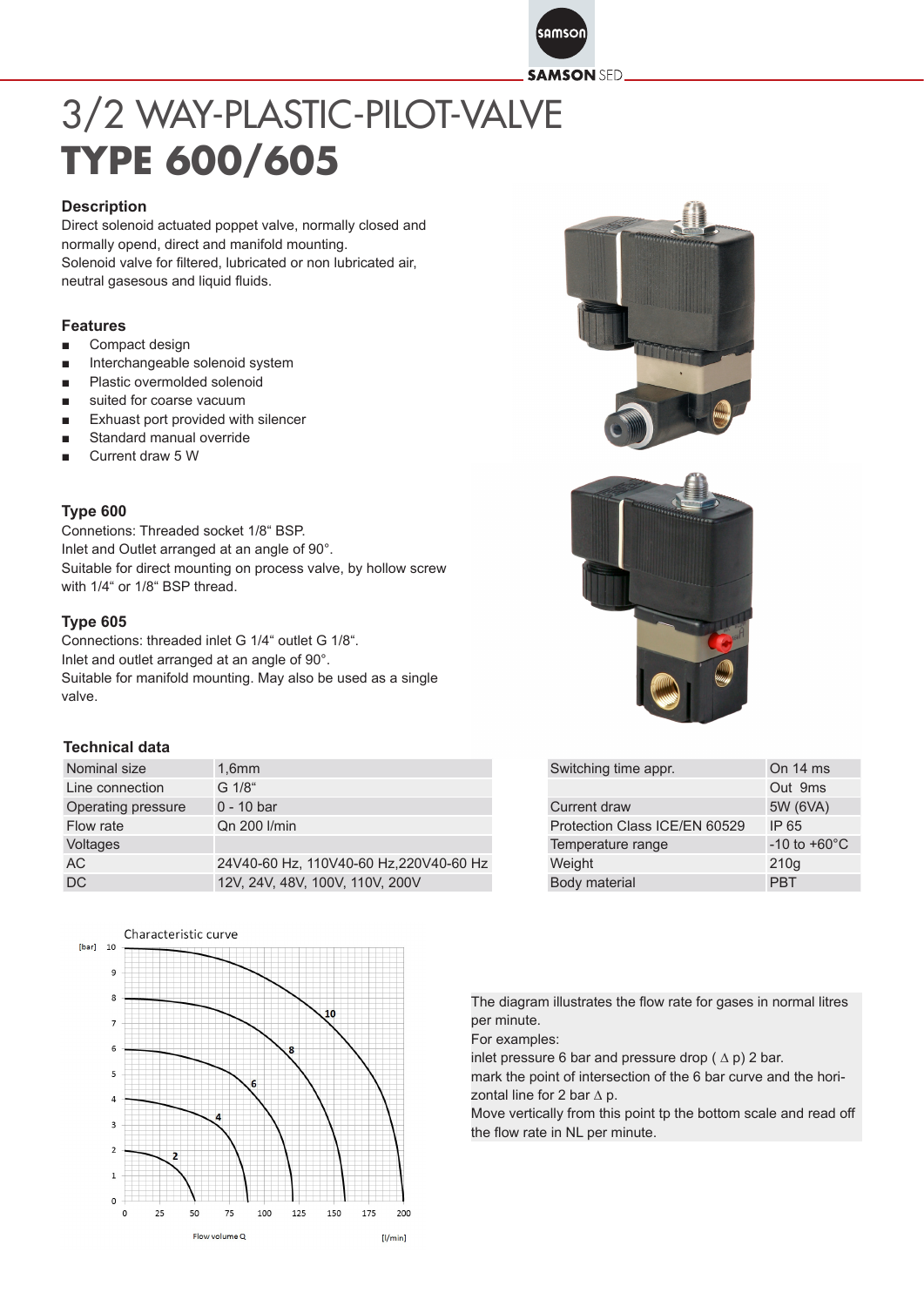# 3/2 WAY-PLASTIC-PILOT-VALVE
# TYPE 600/605

## Description

Direct solenoid actuated poppet valve, normally closed and normally opend, direct and manifold mounting.
Solenoid valve for filtered, lubricated or non lubricated air, neutral gasesous and liquid fluids.

## Features

- Compact design
- Interchangeable solenoid system
- Plastic overmolded solenoid
- suited for coarse vacuum
- Exhaust port provided with silencer
- Standard manual override
- Current draw 5 W

## Type 600

Connetions: Threaded socket 1/8“ BSP.
Inlet and Outlet arranged at an angle of 90°.
Suitable for direct mounting on process valve, by hollow screw with 1/4“ or 1/8“ BSP thread.

## Type 605

Connections: threaded inlet G 1/4“ outlet G 1/8“.
Inlet and outlet arranged at an angle of 90°.
Suitable for manifold mounting. May also be used as a single valve.

## Technical data

| | |
|---|---|
| Nominal size | 1,6mm |
| Line connection | G 1/8“ |
| Operating pressure | 0 - 10 bar |
| Flow rate | Qn 200 l/min |
| Voltages | |
| AC | 24V40-60 Hz, 110V40-60 Hz,220V40-60 Hz |
| DC | 12V, 24V, 48V, 100V, 110V, 200V |

| | |
|---|---|
| Switching time appr. | On 14 ms |
| | Out 9ms |
| Current draw | 5W (6VA) |
| Protection Class ICE/EN 60529 | IP 65 |
| Temperature range | -10 to +60°C |
| Weight | 210g |
| Body material | PBT |

Characteristic curve

The diagram illustrates the flow rate for gases in normal litres per minute.
For examples:
inlet pressure 6 bar and pressure drop ( $\Delta$ p) 2 bar.
mark the point of intersection of the 6 bar curve and the horizontal line for 2 bar $\Delta$ p.
Move vertically from this point tp the bottom scale and read off the flow rate in NL per minute.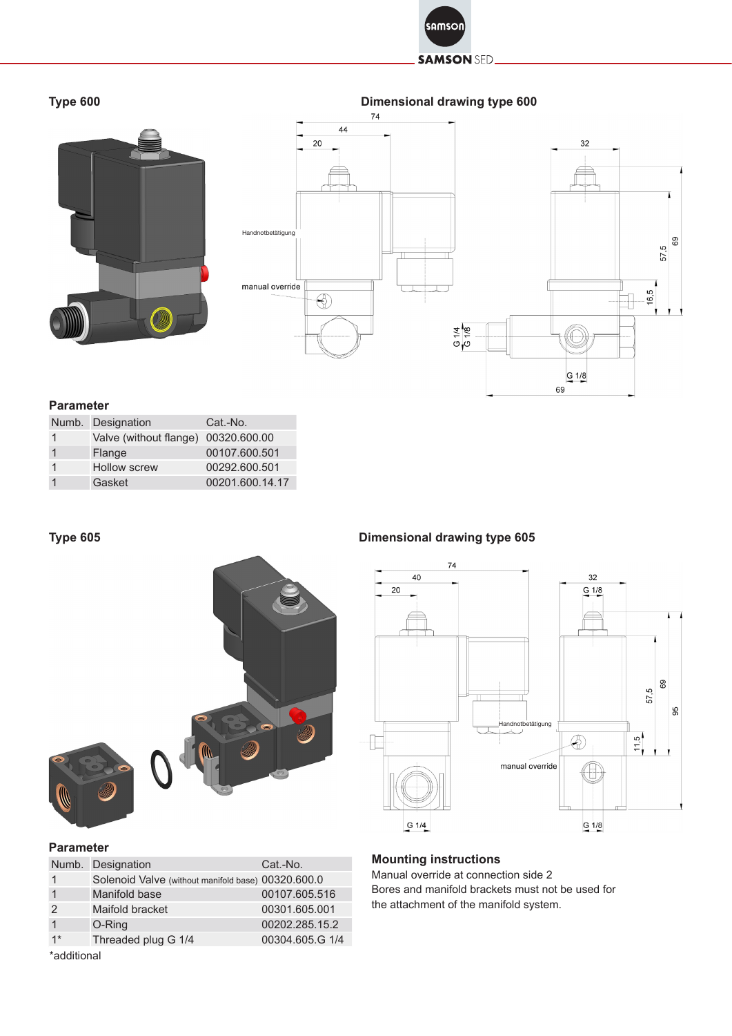## Type 600

## Dimensional drawing type 600

### Parameter

| Numb. | Designation | Cat.-No. |
|---|---|---|
| 1 | Valve (without flange) | 00320.600.00 |
| 1 | Flange | 00107.600.501 |
| 1 | Hollow screw | 00292.600.501 |
| 1 | Gasket | 00201.600.14.17 |

## Type 605

## Dimensional drawing type 605

### Parameter

| Numb. | Designation | Cat.-No. |
|---|---|---|
| 1 | Solenoid Valve (without manifold base) | 00320.600.0 |
| 1 | Manifold base | 00107.605.516 |
| 2 | Maifold bracket | 00301.605.001 |
| 1 | O-Ring | 00202.285.15.2 |
| 1* | Threaded plug G 1/4 | 00304.605.G 1/4 |

*additional

### Mounting instructions

Manual override at connection side 2
Bores and manifold brackets must not be used for the attachment of the manifold system.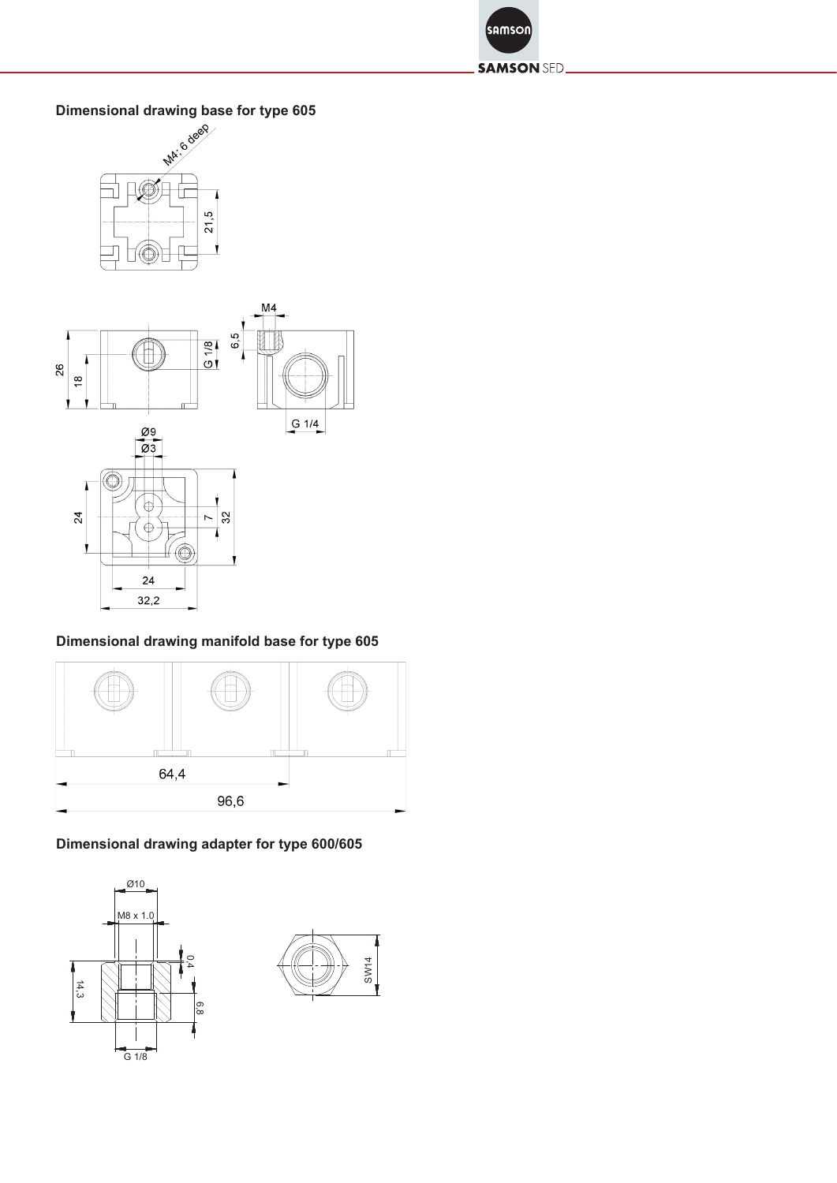### Dimensional drawing base for type 605

M4; 6 deep

21,5

M4

6,5

G 1/8

26

18

G 1/4

Ø9

Ø3

24

7

32

24

32,2

### Dimensional drawing manifold base for type 605

64,4

96,6

### Dimensional drawing adapter for type 600/605

Ø10

M8 x 1.0

0,4

14,3

6,8

G 1/8

SW14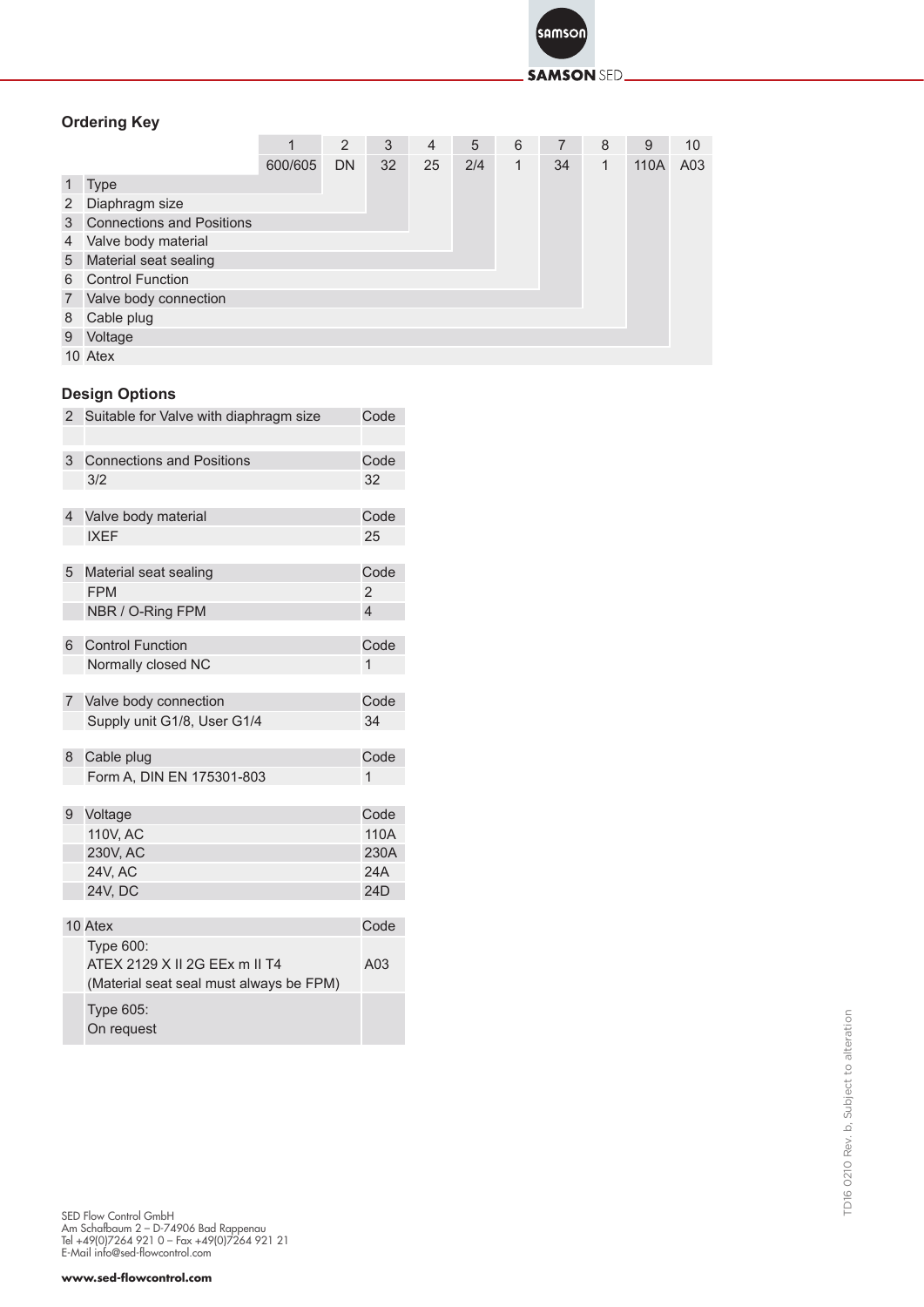## Ordering Key

| | | 1 | 2 | 3 | 4 | 5 | 6 | 7 | 8 | 9 | 10 |
|---|---|---|---|---|---|---|---|---|---|---|---|
| | | 600/605 | DN | 32 | 25 | 2/4 | 1 | 34 | 1 | 110A | A03 |
| 1 | Type | | | | | | | | | | |
| 2 | Diaphragm size | | | | | | | | | | |
| 3 | Connections and Positions | | | | | | | | | | |
| 4 | Valve body material | | | | | | | | | | |
| 5 | Material seat sealing | | | | | | | | | | |
| 6 | Control Function | | | | | | | | | | |
| 7 | Valve body connection | | | | | | | | | | |
| 8 | Cable plug | | | | | | | | | | |
| 9 | Voltage | | | | | | | | | | |
| 10 | Atex | | | | | | | | | | |

## Design Options

| 2 | Suitable for Valve with diaphragm size | Code |
|---|---|---|
| | | |

| 3 | Connections and Positions | Code |
|---|---|---|
| | 3/2 | 32 |

| 4 | Valve body material | Code |
|---|---|---|
| | IXEF | 25 |

| 5 | Material seat sealing | Code |
|---|---|---|
| | FPM | 2 |
| | NBR / O-Ring FPM | 4 |

| 6 | Control Function | Code |
|---|---|---|
| | Normally closed NC | 1 |

| 7 | Valve body connection | Code |
|---|---|---|
| | Supply unit G1/8, User G1/4 | 34 |

| 8 | Cable plug | Code |
|---|---|---|
| | Form A, DIN EN 175301-803 | 1 |

| 9 | Voltage | Code |
|---|---|---|
| | 110V, AC | 110A |
| | 230V, AC | 230A |
| | 24V, AC | 24A |
| | 24V, DC | 24D |

| 10 | Atex | Code |
|---|---|---|
| | Type 600: ATEX 2129 X II 2G EEx m II T4 (Material seat seal must always be FPM) | A03 |
| | Type 605: On request | |

TD16 0210 Rev. b, Subject to alteration

SED Flow Control GmbH
Am Schafbaum 2 – D-74906 Bad Rappenau
Tel +49(0)7264 921 0 – Fax +49(0)7264 921 21
E-Mail info@sed-flowcontrol.com

**www.sed-flowcontrol.com**